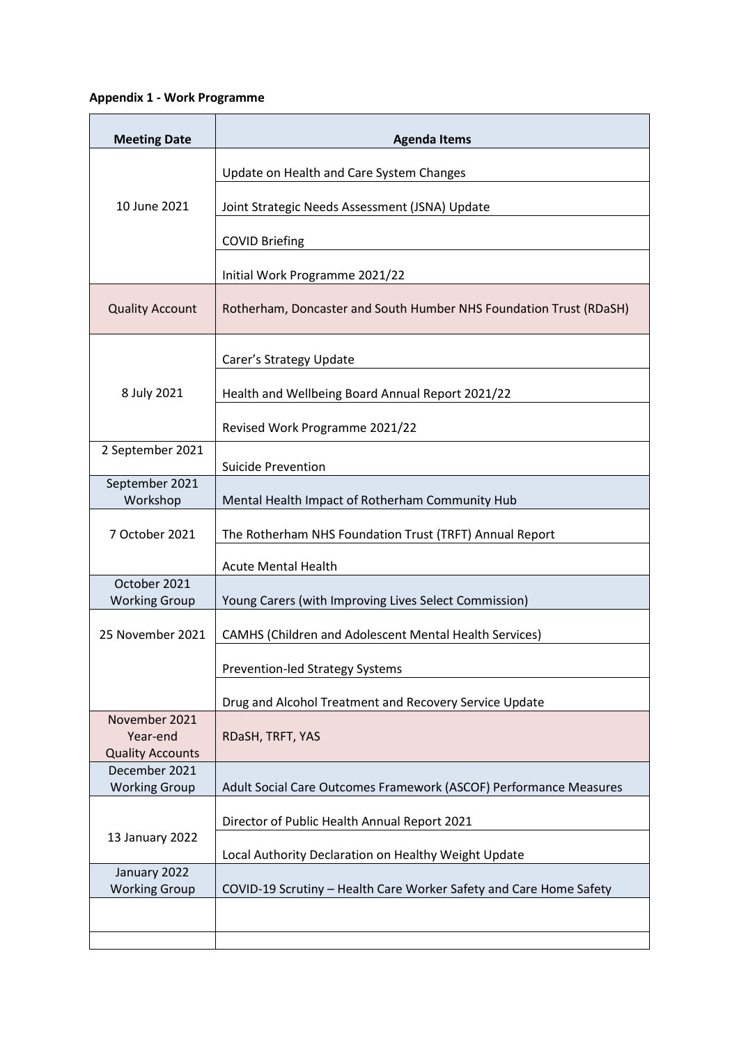**Appendix 1 - Work Programme**

| Meeting Date | Agenda Items |
|---|---|
| 10 June 2021 | Update on Health and Care System Changes |
| | Joint Strategic Needs Assessment (JSNA) Update |
| | COVID Briefing |
| | Initial Work Programme 2021/22 |
| Quality Account | Rotherham, Doncaster and South Humber NHS Foundation Trust (RDaSH) |
| 8 July 2021 | Carer's Strategy Update |
| | Health and Wellbeing Board Annual Report 2021/22 |
| | Revised Work Programme 2021/22 |
| 2 September 2021 | Suicide Prevention |
| September 2021 Workshop | Mental Health Impact of Rotherham Community Hub |
| 7 October 2021 | The Rotherham NHS Foundation Trust (TRFT) Annual Report |
| | Acute Mental Health |
| October 2021 Working Group | Young Carers (with Improving Lives Select Commission) |
| 25 November 2021 | CAMHS (Children and Adolescent Mental Health Services) |
| | Prevention-led Strategy Systems |
| | Drug and Alcohol Treatment and Recovery Service Update |
| November 2021 Year-end Quality Accounts | RDaSH, TRFT, YAS |
| December 2021 Working Group | Adult Social Care Outcomes Framework (ASCOF) Performance Measures |
| 13 January 2022 | Director of Public Health Annual Report 2021 |
| | Local Authority Declaration on Healthy Weight Update |
| January 2022 Working Group | COVID-19 Scrutiny – Health Care Worker Safety and Care Home Safety |
| | |
| | |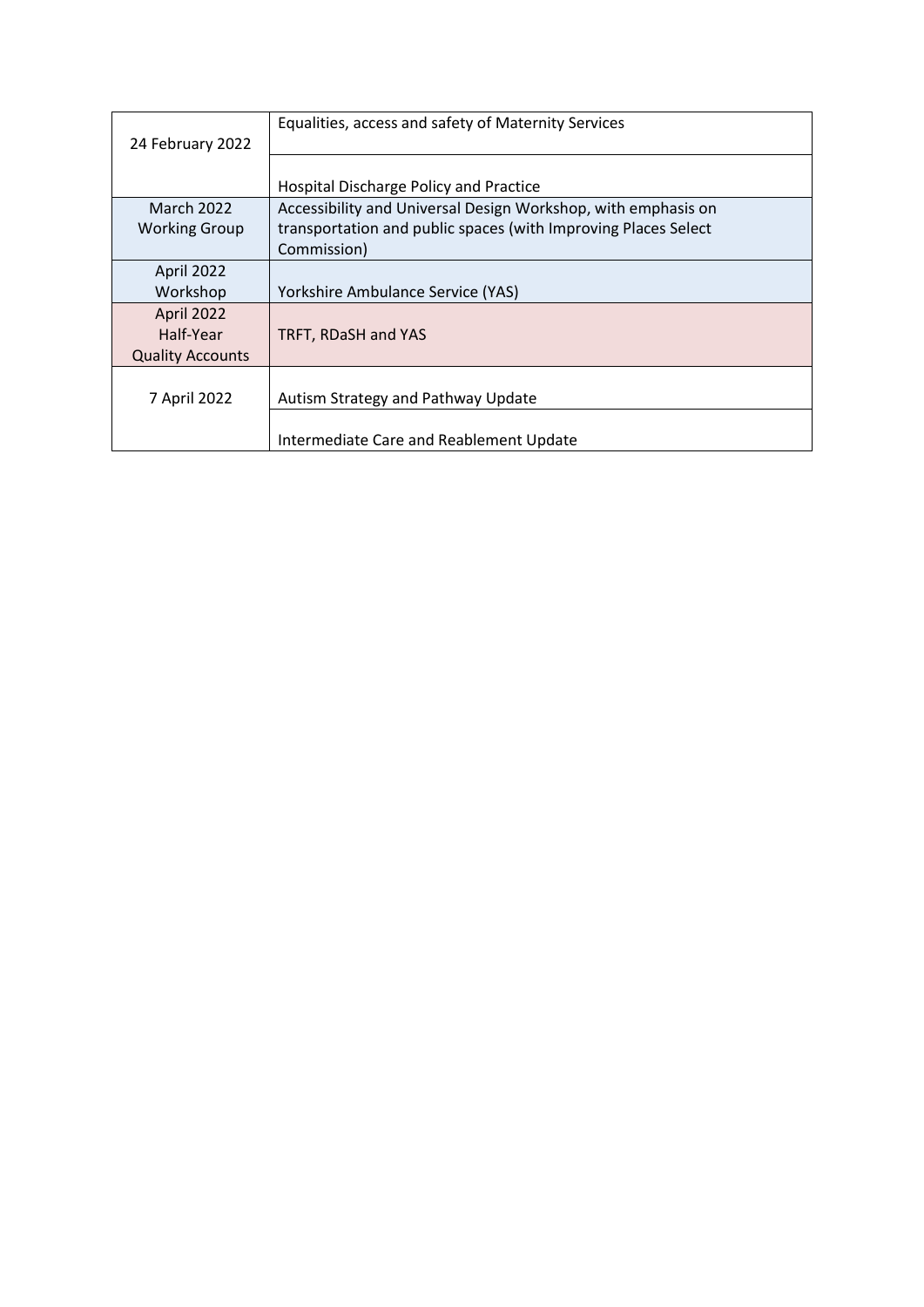| | |
|---|---|
| 24 February 2022 | Equalities, access and safety of Maternity Services |
| | Hospital Discharge Policy and Practice |
| March 2022 Working Group | Accessibility and Universal Design Workshop, with emphasis on transportation and public spaces (with Improving Places Select Commission) |
| April 2022 Workshop | Yorkshire Ambulance Service (YAS) |
| April 2022 Half-Year Quality Accounts | TRFT, RDaSH and YAS |
| 7 April 2022 | Autism Strategy and Pathway Update |
| | Intermediate Care and Reablement Update |